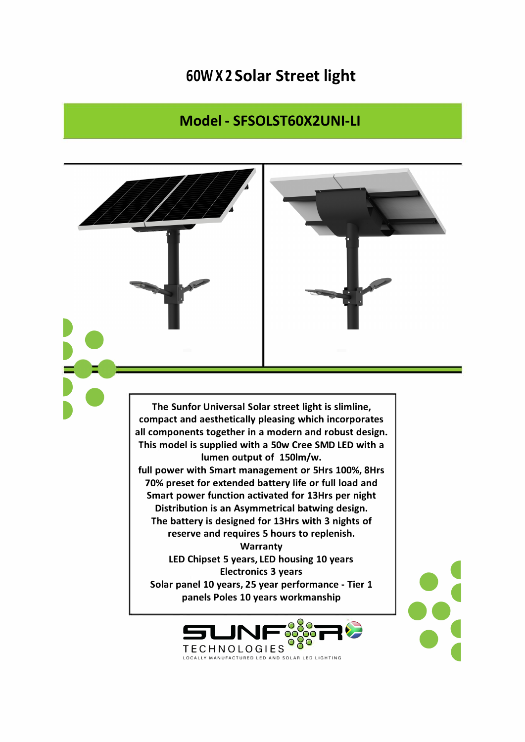# 60W X 2 Solar Street light

## Model - SFSOLST60X2UNI-LI

The Sunfor Universal Solar street light is slimline, compact and aesthetically pleasing which incorporates all components together in a modern and robust design. This model is supplied with a 50w Cree SMD LED with a lumen output of 150lm/w.
full power with Smart management or 5Hrs 100%, 8Hrs 70% preset for extended battery life or full load and Smart power function activated for 13Hrs per night
Distribution is an Asymmetrical batwing design.
The battery is designed for 13Hrs with 3 nights of reserve and requires 5 hours to replenish.

Warranty

LED Chipset 5 years, LED housing 10 years
Electronics 3 years
Solar panel 10 years, 25 year performance - Tier 1 panels Poles 10 years workmanship

SUNFOR TECHNOLOGIES
LOCALLY MANUFACTURED LED AND SOLAR LED LIGHTING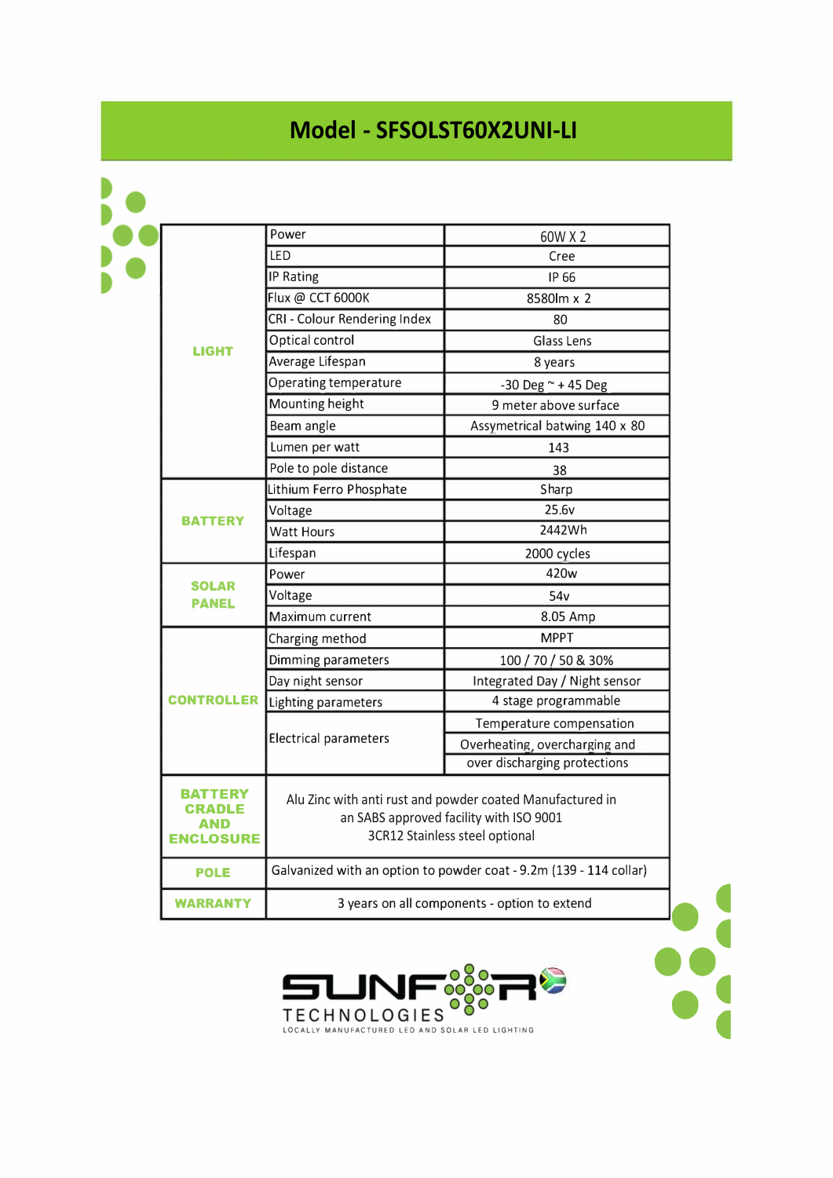# Model - SFSOLST60X2UNI-LI

| | | |
|---|---|---|
| LIGHT | Power | 60W X 2 |
| | LED | Cree |
| | IP Rating | IP 66 |
| | Flux @ CCT 6000K | 8580lm x 2 |
| | CRI - Colour Rendering Index | 80 |
| | Optical control | Glass Lens |
| | Average Lifespan | 8 years |
| | Operating temperature | -30 Deg ~ + 45 Deg |
| | Mounting height | 9 meter above surface |
| | Beam angle | Assymetrical batwing 140 x 80 |
| | Lumen per watt | 143 |
| | Pole to pole distance | 38 |
| BATTERY | Lithium Ferro Phosphate | Sharp |
| | Voltage | 25.6v |
| | Watt Hours | 2442Wh |
| | Lifespan | 2000 cycles |
| SOLAR PANEL | Power | 420w |
| | Voltage | 54v |
| | Maximum current | 8.05 Amp |
| CONTROLLER | Charging method | MPPT |
| | Dimming parameters | 100 / 70 / 50 & 30% |
| | Day night sensor | Integrated Day / Night sensor |
| | Lighting parameters | 4 stage programmable |
| | Electrical parameters | Temperature compensation |
| | | Overheating, overcharging and over discharging protections |
| BATTERY CRADLE AND ENCLOSURE | Alu Zinc with anti rust and powder coated Manufactured in an SABS approved facility with ISO 9001 3CR12 Stainless steel optional | |
| POLE | Galvanized with an option to powder coat - 9.2m (139 - 114 collar) | |
| WARRANTY | 3 years on all components - option to extend | |

SUNFOR TECHNOLOGIES

LOCALLY MANUFACTURED LED AND SOLAR LED LIGHTING